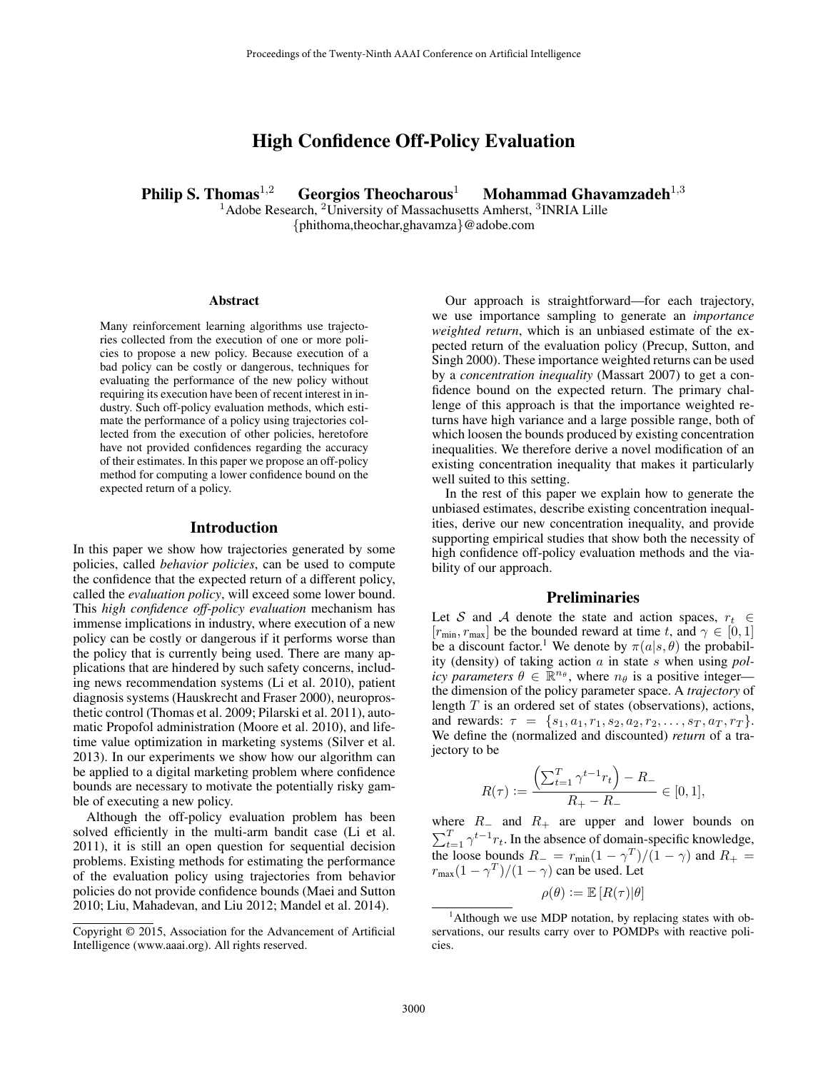# High Confidence Off-Policy Evaluation

**Philip S. Thomas**[1,2] **Georgios Theocharous**[1] **Mohammad Ghavamzadeh**[1,3]

[1]Adobe Research, [2]University of Massachusetts Amherst, [3]INRIA Lille

{phithoma,theochar,ghavamza}@adobe.com

## Abstract

Many reinforcement learning algorithms use trajectories collected from the execution of one or more policies to propose a new policy. Because execution of a bad policy can be costly or dangerous, techniques for evaluating the performance of the new policy without requiring its execution have been of recent interest in industry. Such off-policy evaluation methods, which estimate the performance of a policy using trajectories collected from the execution of other policies, heretofore have not provided confidences regarding the accuracy of their estimates. In this paper we propose an off-policy method for computing a lower confidence bound on the expected return of a policy.

## Introduction

In this paper we show how trajectories generated by some policies, called *behavior policies*, can be used to compute the confidence that the expected return of a different policy, called the *evaluation policy*, will exceed some lower bound. This *high confidence off-policy evaluation* mechanism has immense implications in industry, where execution of a new policy can be costly or dangerous if it performs worse than the policy that is currently being used. There are many applications that are hindered by such safety concerns, including news recommendation systems (Li et al. 2010), patient diagnosis systems (Hauskrecht and Fraser 2000), neuroprosthetic control (Thomas et al. 2009; Pilarski et al. 2011), automatic Propofol administration (Moore et al. 2010), and lifetime value optimization in marketing systems (Silver et al. 2013). In our experiments we show how our algorithm can be applied to a digital marketing problem where confidence bounds are necessary to motivate the potentially risky gamble of executing a new policy.

Although the off-policy evaluation problem has been solved efficiently in the multi-arm bandit case (Li et al. 2011), it is still an open question for sequential decision problems. Existing methods for estimating the performance of the evaluation policy using trajectories from behavior policies do not provide confidence bounds (Maei and Sutton 2010; Liu, Mahadevan, and Liu 2012; Mandel et al. 2014).

Our approach is straightforward—for each trajectory, we use importance sampling to generate an *importance weighted return*, which is an unbiased estimate of the expected return of the evaluation policy (Precup, Sutton, and Singh 2000). These importance weighted returns can be used by a *concentration inequality* (Massart 2007) to get a confidence bound on the expected return. The primary challenge of this approach is that the importance weighted returns have high variance and a large possible range, both of which loosen the bounds produced by existing concentration inequalities. We therefore derive a novel modification of an existing concentration inequality that makes it particularly well suited to this setting.

In the rest of this paper we explain how to generate the unbiased estimates, describe existing concentration inequalities, derive our new concentration inequality, and provide supporting empirical studies that show both the necessity of high confidence off-policy evaluation methods and the viability of our approach.

## Preliminaries

Let $\mathcal{S}$ and $\mathcal{A}$ denote the state and action spaces, $r_t \in [r_{\min}, r_{\max}]$ be the bounded reward at time $t$, and $\gamma \in [0, 1]$ be a discount factor.[1] We denote by $\pi(a|s, \theta)$ the probability (density) of taking action $a$ in state $s$ when using *policy parameters* $\theta \in \mathbb{R}^{n_\theta}$, where $n_\theta$ is a positive integer—the dimension of the policy parameter space. A *trajectory* of length $T$ is an ordered set of states (observations), actions, and rewards: $\tau = \{s_1, a_1, r_1, s_2, a_2, r_2, \ldots, s_T, a_T, r_T\}$. We define the (normalized and discounted) *return* of a trajectory to be

$$R(\tau) := \frac{\left(\sum_{t=1}^{T} \gamma^{t-1} r_t\right) - R_-}{R_+ - R_-} \in [0, 1],$$

where $R_-$ and $R_+$ are upper and lower bounds on $\sum_{t=1}^{T} \gamma^{t-1} r_t$. In the absence of domain-specific knowledge, the loose bounds $R_- = r_{\min}(1 - \gamma^T)/(1 - \gamma)$ and $R_+ = r_{\max}(1 - \gamma^T)/(1 - \gamma)$ can be used. Let

$$\rho(\theta) := \mathbb{E}\left[R(\tau)|\theta\right]$$

[1]Although we use MDP notation, by replacing states with observations, our results carry over to POMDPs with reactive policies.

Copyright © 2015, Association for the Advancement of Artificial Intelligence (www.aaai.org). All rights reserved.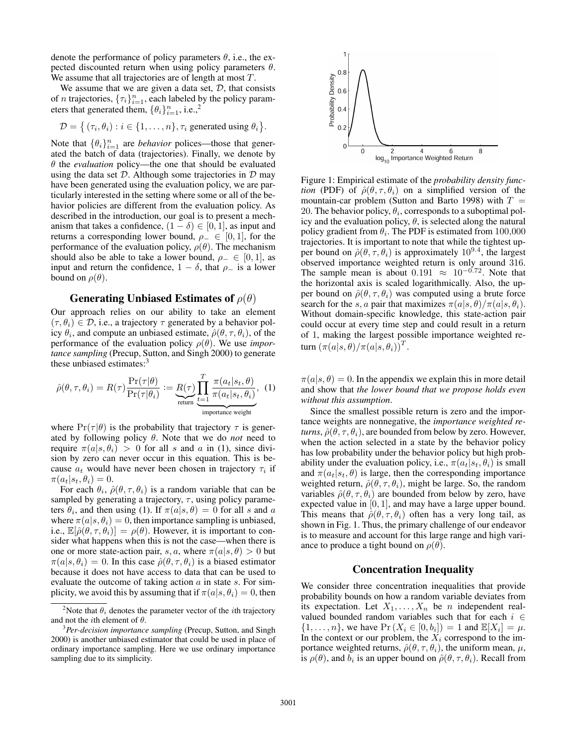denote the performance of policy parameters $\theta$, i.e., the expected discounted return when using policy parameters $\theta$. We assume that all trajectories are of length at most $T$.

We assume that we are given a data set, $\mathcal{D}$, that consists of $n$ trajectories, $\{\tau_i\}_{i=1}^n$, each labeled by the policy parameters that generated them, $\{\theta_i\}_{i=1}^n$, i.e.,[2]

$$\mathcal{D} = \big\{ (\tau_i, \theta_i) : i \in \{1, \dots, n\}, \tau_i \text{ generated using } \theta_i \big\}.$$

Note that $\{\theta_i\}_{i=1}^n$ are *behavior* polices—those that generated the batch of data (trajectories). Finally, we denote by $\theta$ the *evaluation* policy—the one that should be evaluated using the data set $\mathcal{D}$. Although some trajectories in $\mathcal{D}$ may have been generated using the evaluation policy, we are particularly interested in the setting where some or all of the behavior policies are different from the evaluation policy. As described in the introduction, our goal is to present a mechanism that takes a confidence, $(1 - \delta) \in [0, 1]$, as input and returns a corresponding lower bound, $\rho_- \in [0, 1]$, for the performance of the evaluation policy, $\rho(\theta)$. The mechanism should also be able to take a lower bound, $\rho_- \in [0, 1]$, as input and return the confidence, $1 - \delta$, that $\rho_-$ is a lower bound on $\rho(\theta)$.

## Generating Unbiased Estimates of $\rho(\theta)$

Our approach relies on our ability to take an element $(\tau, \theta_i) \in \mathcal{D}$, i.e., a trajectory $\tau$ generated by a behavior policy $\theta_i$, and compute an unbiased estimate, $\hat{\rho}(\theta, \tau, \theta_i)$, of the performance of the evaluation policy $\rho(\theta)$. We use *importance sampling* (Precup, Sutton, and Singh 2000) to generate these unbiased estimates:[3]

$$\hat{\rho}(\theta, \tau, \theta_i) = R(\tau) \frac{\Pr(\tau|\theta)}{\Pr(\tau|\theta_i)} := \underbrace{R(\tau)}_{\text{return}} \underbrace{\prod_{t=1}^{T} \frac{\pi(a_t|s_t, \theta)}{\pi(a_t|s_t, \theta_i)}}_{\text{importance weight}}, \quad (1)$$

where $\Pr(\tau|\theta)$ is the probability that trajectory $\tau$ is generated by following policy $\theta$. Note that we do *not* need to require $\pi(a|s, \theta_i) > 0$ for all $s$ and $a$ in (1), since division by zero can never occur in this equation. This is because $a_t$ would have never been chosen in trajectory $\tau_i$ if $\pi(a_t|s_t, \theta_i) = 0$.

For each $\theta_i$, $\hat{\rho}(\theta, \tau, \theta_i)$ is a random variable that can be sampled by generating a trajectory, $\tau$, using policy parameters $\theta_i$, and then using (1). If $\pi(a|s, \theta) = 0$ for all $s$ and $a$ where $\pi(a|s, \theta_i) = 0$, then importance sampling is unbiased, i.e., $\mathbb{E}[\hat{\rho}(\theta, \tau, \theta_i)] = \rho(\theta)$. However, it is important to consider what happens when this is not the case—when there is one or more state-action pair, $s, a$, where $\pi(a|s, \theta) > 0$ but $\pi(a|s, \theta_i) = 0$. In this case $\hat{\rho}(\theta, \tau, \theta_i)$ is a biased estimator because it does not have access to data that can be used to evaluate the outcome of taking action $a$ in state $s$. For simplicity, we avoid this by assuming that if $\pi(a|s, \theta_i) = 0$, then $\pi(a|s, \theta) = 0$. In the appendix we explain this in more detail and show that *the lower bound that we propose holds even without this assumption*.

Since the smallest possible return is zero and the importance weights are nonnegative, the *importance weighted returns*, $\hat{\rho}(\theta, \tau, \theta_i)$, are bounded from below by zero. However, when the action selected in a state by the behavior policy has low probability under the behavior policy but high probability under the evaluation policy, i.e., $\pi(a_t|s_t, \theta_i)$ is small and $\pi(a_t|s_t, \theta)$ is large, then the corresponding importance weighted return, $\hat{\rho}(\theta, \tau, \theta_i)$, might be large. So, the random variables $\hat{\rho}(\theta, \tau, \theta_i)$ are bounded from below by zero, have expected value in $[0, 1]$, and may have a large upper bound. This means that $\hat{\rho}(\theta, \tau, \theta_i)$ often has a very long tail, as shown in Fig. 1. Thus, the primary challenge of our endeavor is to measure and account for this large range and high variance to produce a tight bound on $\rho(\theta)$.

Figure 1: Empirical estimate of the *probability density function* (PDF) of $\hat{\rho}(\theta, \tau, \theta_i)$ on a simplified version of the mountain-car problem (Sutton and Barto 1998) with $T = 20$. The behavior policy, $\theta_i$, corresponds to a suboptimal policy and the evaluation policy, $\theta$, is selected along the natural policy gradient from $\theta_i$. The PDF is estimated from 100,000 trajectories. It is important to note that while the tightest upper bound on $\hat{\rho}(\theta, \tau, \theta_i)$ is approximately $10^{9.4}$, the largest observed importance weighted return is only around 316. The sample mean is about $0.191 \approx 10^{-0.72}$. Note that the horizontal axis is scaled logarithmically. Also, the upper bound on $\hat{\rho}(\theta, \tau, \theta_i)$ was computed using a brute force search for the $s, a$ pair that maximizes $\pi(a|s, \theta)/\pi(a|s, \theta_i)$. Without domain-specific knowledge, this state-action pair could occur at every time step and could result in a return of 1, making the largest possible importance weighted return $(\pi(a|s, \theta)/\pi(a|s, \theta_i))^T$.

## Concentration Inequality

We consider three concentration inequalities that provide probability bounds on how a random variable deviates from its expectation. Let $X_1, \dots, X_n$ be $n$ independent real-valued bounded random variables such that for each $i \in \{1, \dots, n\}$, we have $\Pr(X_i \in [0, b_i]) = 1$ and $\mathbb{E}[X_i] = \mu$. In the context or our problem, the $X_i$ correspond to the importance weighted returns, $\hat{\rho}(\theta, \tau, \theta_i)$, the uniform mean, $\mu$, is $\rho(\theta)$, and $b_i$ is an upper bound on $\hat{\rho}(\theta, \tau, \theta_i)$. Recall from

[2] Note that $\theta_i$ denotes the parameter vector of the $i$th trajectory and not the $i$th element of $\theta$.

[3] *Per-decision importance sampling* (Precup, Sutton, and Singh 2000) is another unbiased estimator that could be used in place of ordinary importance sampling. Here we use ordinary importance sampling due to its simplicity.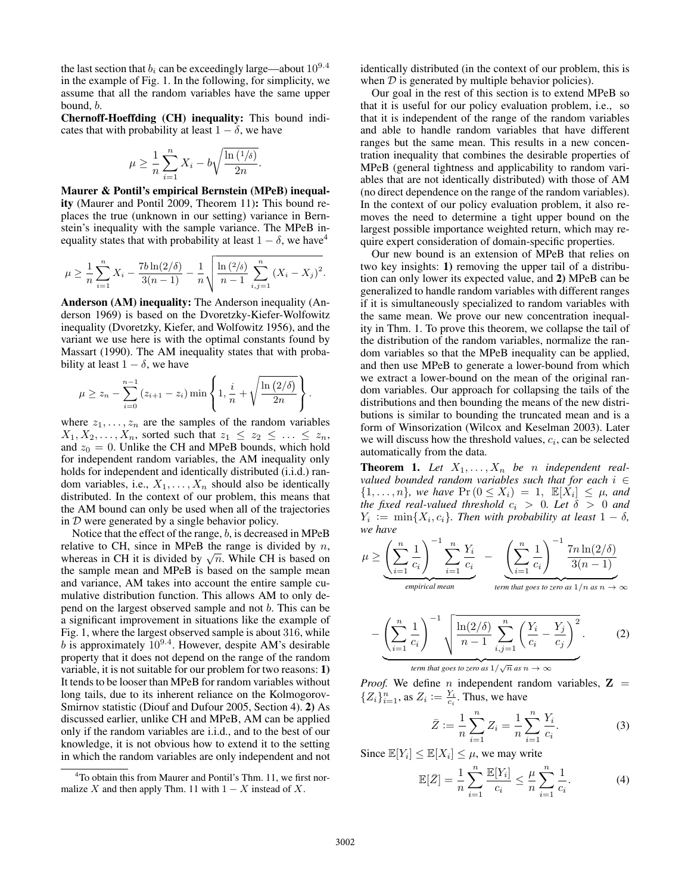the last section that $b_i$ can be exceedingly large—about $10^{9.4}$ in the example of Fig. 1. In the following, for simplicity, we assume that all the random variables have the same upper bound, $b$.

**Chernoff-Hoeffding (CH) inequality:** This bound indicates that with probability at least $1-\delta$, we have

$$\mu \geq \frac{1}{n}\sum_{i=1}^n X_i - b\sqrt{\frac{\ln(1/\delta)}{2n}}.$$

**Maurer & Pontil's empirical Bernstein (MPeB) inequality** (Maurer and Pontil 2009, Theorem 11)**:** This bound replaces the true (unknown in our setting) variance in Bernstein's inequality with the sample variance. The MPeB inequality states that with probability at least $1-\delta$, we have[4]

$$\mu \geq \frac{1}{n}\sum_{i=1}^n X_i - \frac{7b\ln(2/\delta)}{3(n-1)} - \frac{1}{n}\sqrt{\frac{\ln(2/\delta)}{n-1}\sum_{i,j=1}^n (X_i - X_j)^2}.$$

**Anderson (AM) inequality:** The Anderson inequality (Anderson 1969) is based on the Dvoretzky-Kiefer-Wolfowitz inequality (Dvoretzky, Kiefer, and Wolfowitz 1956), and the variant we use here is with the optimal constants found by Massart (1990). The AM inequality states that with probability at least $1-\delta$, we have

$$\mu \geq z_n - \sum_{i=0}^{n-1}(z_{i+1}-z_i)\min\left\{1, \frac{i}{n} + \sqrt{\frac{\ln(2/\delta)}{2n}}\right\}.$$

where $z_1, \ldots, z_n$ are the samples of the random variables $X_1, X_2, \ldots, X_n$, sorted such that $z_1 \leq z_2 \leq \ldots \leq z_n$, and $z_0 = 0$. Unlike the CH and MPeB bounds, which hold for independent random variables, the AM inequality only holds for independent and identically distributed (i.i.d.) random variables, i.e., $X_1, \ldots, X_n$ should also be identically distributed. In the context of our problem, this means that the AM bound can only be used when all of the trajectories in $\mathcal{D}$ were generated by a single behavior policy.

Notice that the effect of the range, $b$, is decreased in MPeB relative to CH, since in MPeB the range is divided by $n$, whereas in CH it is divided by $\sqrt{n}$. While CH is based on the sample mean and MPeB is based on the sample mean and variance, AM takes into account the entire sample cumulative distribution function. This allows AM to only depend on the largest observed sample and not $b$. This can be a significant improvement in situations like the example of Fig. 1, where the largest observed sample is about 316, while $b$ is approximately $10^{9.4}$. However, despite AM's desirable property that it does not depend on the range of the random variable, it is not suitable for our problem for two reasons: **1)** It tends to be looser than MPeB for random variables without long tails, due to its inherent reliance on the Kolmogorov-Smirnov statistic (Diouf and Dufour 2005, Section 4). **2)** As discussed earlier, unlike CH and MPeB, AM can be applied only if the random variables are i.i.d., and to the best of our knowledge, it is not obvious how to extend it to the setting in which the random variables are only independent and not identically distributed (in the context of our problem, this is when $\mathcal{D}$ is generated by multiple behavior policies).

[4] To obtain this from Maurer and Pontil's Thm. 11, we first normalize $X$ and then apply Thm. 11 with $1-X$ instead of $X$.

Our goal in the rest of this section is to extend MPeB so that it is useful for our policy evaluation problem, i.e., so that it is independent of the range of the random variables and able to handle random variables that have different ranges but the same mean. This results in a new concentration inequality that combines the desirable properties of MPeB (general tightness and applicability to random variables that are not identically distributed) with those of AM (no direct dependence on the range of the random variables). In the context of our policy evaluation problem, it also removes the need to determine a tight upper bound on the largest possible importance weighted return, which may require expert consideration of domain-specific properties.

Our new bound is an extension of MPeB that relies on two key insights: **1)** removing the upper tail of a distribution can only lower its expected value, and **2)** MPeB can be generalized to handle random variables with different ranges if it is simultaneously specialized to random variables with the same mean. We prove our new concentration inequality in Thm. 1. To prove this theorem, we collapse the tail of the distribution of the random variables, normalize the random variables so that the MPeB inequality can be applied, and then use MPeB to generate a lower-bound from which we extract a lower-bound on the mean of the original random variables. Our approach for collapsing the tails of the distributions and then bounding the means of the new distributions is similar to bounding the truncated mean and is a form of Winsorization (Wilcox and Keselman 2003). Later we will discuss how the threshold values, $c_i$, can be selected automatically from the data.

**Theorem 1.** *Let $X_1, \ldots, X_n$ be $n$ independent real-valued bounded random variables such that for each $i \in \{1, \ldots, n\}$, we have $\Pr(0 \leq X_i) = 1$, $\mathbb{E}[X_i] \leq \mu$, and the fixed real-valued threshold $c_i > 0$. Let $\delta > 0$ and $Y_i := \min\{X_i, c_i\}$. Then with probability at least $1-\delta$, we have*

$$\mu \geq \underbrace{\left(\sum_{i=1}^n \frac{1}{c_i}\right)^{-1}\sum_{i=1}^n \frac{Y_i}{c_i}}_{\textit{empirical mean}} - \underbrace{\left(\sum_{i=1}^n \frac{1}{c_i}\right)^{-1}\frac{7n\ln(2/\delta)}{3(n-1)}}_{\textit{term that goes to zero as } 1/n \textit{ as } n\to\infty}$$

$$- \underbrace{\left(\sum_{i=1}^n \frac{1}{c_i}\right)^{-1}\sqrt{\frac{\ln(2/\delta)}{n-1}\sum_{i,j=1}^n\left(\frac{Y_i}{c_i} - \frac{Y_j}{c_j}\right)^2}}_{\textit{term that goes to zero as } 1/\sqrt{n} \textit{ as } n\to\infty}. \qquad (2)$$

*Proof.* We define $n$ independent random variables, $\mathbf{Z} = \{Z_i\}_{i=1}^n$, as $Z_i := \frac{Y_i}{c_i}$. Thus, we have

$$\bar{Z} := \frac{1}{n}\sum_{i=1}^n Z_i = \frac{1}{n}\sum_{i=1}^n \frac{Y_i}{c_i}. \qquad (3)$$

Since $\mathbb{E}[Y_i] \leq \mathbb{E}[X_i] \leq \mu$, we may write

$$\mathbb{E}[\bar{Z}] = \frac{1}{n}\sum_{i=1}^n \frac{\mathbb{E}[Y_i]}{c_i} \leq \frac{\mu}{n}\sum_{i=1}^n \frac{1}{c_i}. \qquad (4)$$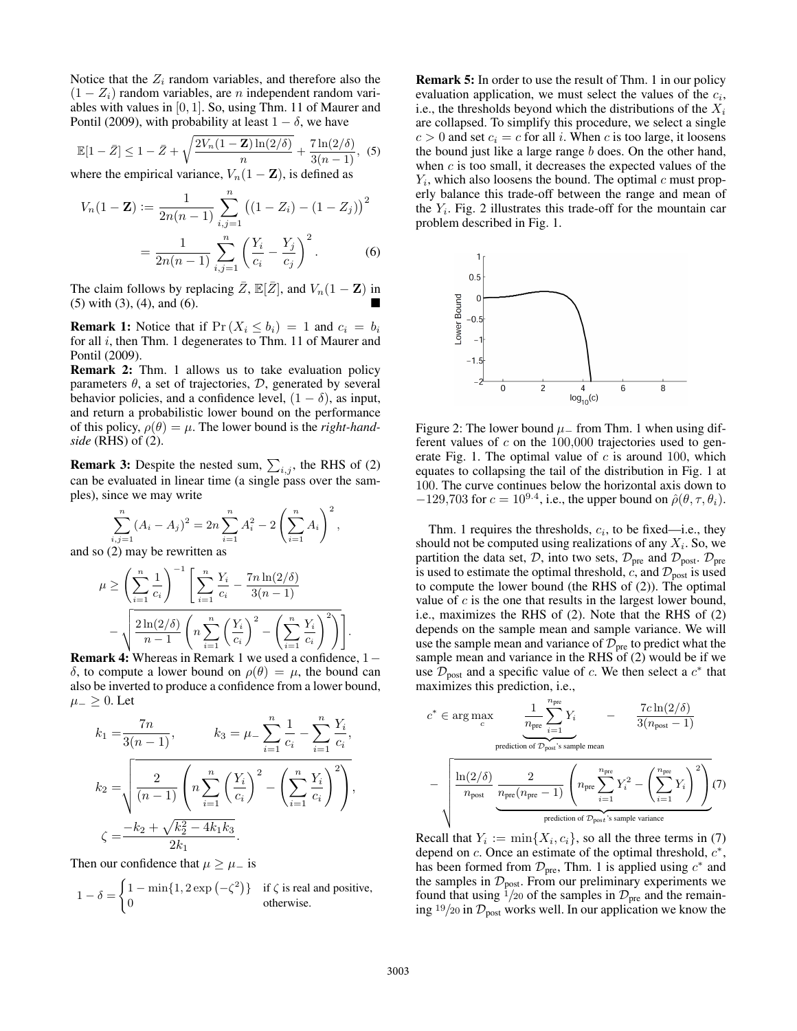Notice that the $Z_i$ random variables, and therefore also the $(1 - Z_i)$ random variables, are $n$ independent random variables with values in $[0, 1]$. So, using Thm. 11 of Maurer and Pontil (2009), with probability at least $1 - \delta$, we have

$$\mathbb{E}[1 - \bar{Z}] \leq 1 - \bar{Z} + \sqrt{\frac{2V_n(1 - \mathbf{Z})\ln(2/\delta)}{n}} + \frac{7\ln(2/\delta)}{3(n-1)}, \quad (5)$$

where the empirical variance, $V_n(1 - \mathbf{Z})$, is defined as

$$V_n(1 - \mathbf{Z}) := \frac{1}{2n(n-1)} \sum_{i,j=1}^{n} \big((1 - Z_i) - (1 - Z_j)\big)^2$$
$$= \frac{1}{2n(n-1)} \sum_{i,j=1}^{n} \left(\frac{Y_i}{c_i} - \frac{Y_j}{c_j}\right)^2. \quad (6)$$

The claim follows by replacing $\bar{Z}$, $\mathbb{E}[\bar{Z}]$, and $V_n(1 - \mathbf{Z})$ in (5) with (3), (4), and (6). ■

**Remark 1:** Notice that if $\Pr(X_i \leq b_i) = 1$ and $c_i = b_i$ for all $i$, then Thm. 1 degenerates to Thm. 11 of Maurer and Pontil (2009).

**Remark 2:** Thm. 1 allows us to take evaluation policy parameters $\theta$, a set of trajectories, $\mathcal{D}$, generated by several behavior policies, and a confidence level, $(1 - \delta)$, as input, and return a probabilistic lower bound on the performance of this policy, $\rho(\theta) = \mu$. The lower bound is the *right-hand-side* (RHS) of (2).

**Remark 3:** Despite the nested sum, $\sum_{i,j}$, the RHS of (2) can be evaluated in linear time (a single pass over the samples), since we may write

$$\sum_{i,j=1}^{n} (A_i - A_j)^2 = 2n \sum_{i=1}^{n} A_i^2 - 2\left(\sum_{i=1}^{n} A_i\right)^2,$$

and so (2) may be rewritten as

$$\mu \geq \left(\sum_{i=1}^{n} \frac{1}{c_i}\right)^{-1} \left[\sum_{i=1}^{n} \frac{Y_i}{c_i} - \frac{7n\ln(2/\delta)}{3(n-1)} - \sqrt{\frac{2\ln(2/\delta)}{n-1}\left(n\sum_{i=1}^{n}\left(\frac{Y_i}{c_i}\right)^2 - \left(\sum_{i=1}^{n}\frac{Y_i}{c_i}\right)^2\right)}\right].$$

**Remark 4:** Whereas in Remark 1 we used a confidence, $1 - \delta$, to compute a lower bound on $\rho(\theta) = \mu$, the bound can also be inverted to produce a confidence from a lower bound, $\mu_- \geq 0$. Let

$$k_1 = \frac{7n}{3(n-1)}, \qquad k_3 = \mu_- \sum_{i=1}^{n} \frac{1}{c_i} - \sum_{i=1}^{n} \frac{Y_i}{c_i},$$

$$k_2 = \sqrt{\frac{2}{(n-1)}\left(n\sum_{i=1}^{n}\left(\frac{Y_i}{c_i}\right)^2 - \left(\sum_{i=1}^{n}\frac{Y_i}{c_i}\right)^2\right)},$$

$$\zeta = \frac{-k_2 + \sqrt{k_2^2 - 4k_1k_3}}{2k_1}.$$

Then our confidence that $\mu \geq \mu_-$ is

$$1 - \delta = \begin{cases} 1 - \min\{1, 2\exp(-\zeta^2)\} & \text{if } \zeta \text{ is real and positive,} \\ 0 & \text{otherwise.} \end{cases}$$

**Remark 5:** In order to use the result of Thm. 1 in our policy evaluation application, we must select the values of the $c_i$, i.e., the thresholds beyond which the distributions of the $X_i$ are collapsed. To simplify this procedure, we select a single $c > 0$ and set $c_i = c$ for all $i$. When $c$ is too large, it loosens the bound just like a large range $b$ does. On the other hand, when $c$ is too small, it decreases the expected values of the $Y_i$, which also loosens the bound. The optimal $c$ must properly balance this trade-off between the range and mean of the $Y_i$. Fig. 2 illustrates this trade-off for the mountain car problem described in Fig. 1.

Figure 2: The lower bound $\mu_-$ from Thm. 1 when using different values of $c$ on the 100,000 trajectories used to generate Fig. 1. The optimal value of $c$ is around 100, which equates to collapsing the tail of the distribution in Fig. 1 at 100. The curve continues below the horizontal axis down to $-129{,}703$ for $c = 10^{9.4}$, i.e., the upper bound on $\hat{\rho}(\theta, \tau, \theta_i)$.

Thm. 1 requires the thresholds, $c_i$, to be fixed—i.e., they should not be computed using realizations of any $X_i$. So, we partition the data set, $\mathcal{D}$, into two sets, $\mathcal{D}_{\text{pre}}$ and $\mathcal{D}_{\text{post}}$. $\mathcal{D}_{\text{pre}}$ is used to estimate the optimal threshold, $c$, and $\mathcal{D}_{\text{post}}$ is used to compute the lower bound (the RHS of (2)). The optimal value of $c$ is the one that results in the largest lower bound, i.e., maximizes the RHS of (2). Note that the RHS of (2) depends on the sample mean and sample variance. We will use the sample mean and variance of $\mathcal{D}_{\text{pre}}$ to predict what the sample mean and variance in the RHS of (2) would be if we use $\mathcal{D}_{\text{post}}$ and a specific value of $c$. We then select a $c^*$ that maximizes this prediction, i.e.,

$$c^* \in \arg\max_c \underbrace{\frac{1}{n_{\text{pre}}}\sum_{i=1}^{n_{\text{pre}}} Y_i}_{\text{prediction of } \mathcal{D}_{\text{post}}\text{'s sample mean}} - \frac{7c\ln(2/\delta)}{3(n_{\text{post}}-1)} - \sqrt{\frac{\ln(2/\delta)}{n_{\text{post}}} \underbrace{\frac{2}{n_{\text{pre}}(n_{\text{pre}}-1)}\left(n_{\text{pre}}\sum_{i=1}^{n_{\text{pre}}} Y_i^2 - \left(\sum_{i=1}^{n_{\text{pre}}} Y_i\right)^2\right)}_{\text{prediction of } \mathcal{D}_{\text{post}}\text{'s sample variance}}} \quad (7)$$

Recall that $Y_i := \min\{X_i, c_i\}$, so all the three terms in (7) depend on $c$. Once an estimate of the optimal threshold, $c^*$, has been formed from $\mathcal{D}_{\text{pre}}$, Thm. 1 is applied using $c^*$ and the samples in $\mathcal{D}_{\text{post}}$. From our preliminary experiments we found that using $1/20$ of the samples in $\mathcal{D}_{\text{pre}}$ and the remaining $19/20$ in $\mathcal{D}_{\text{post}}$ works well. In our application we know the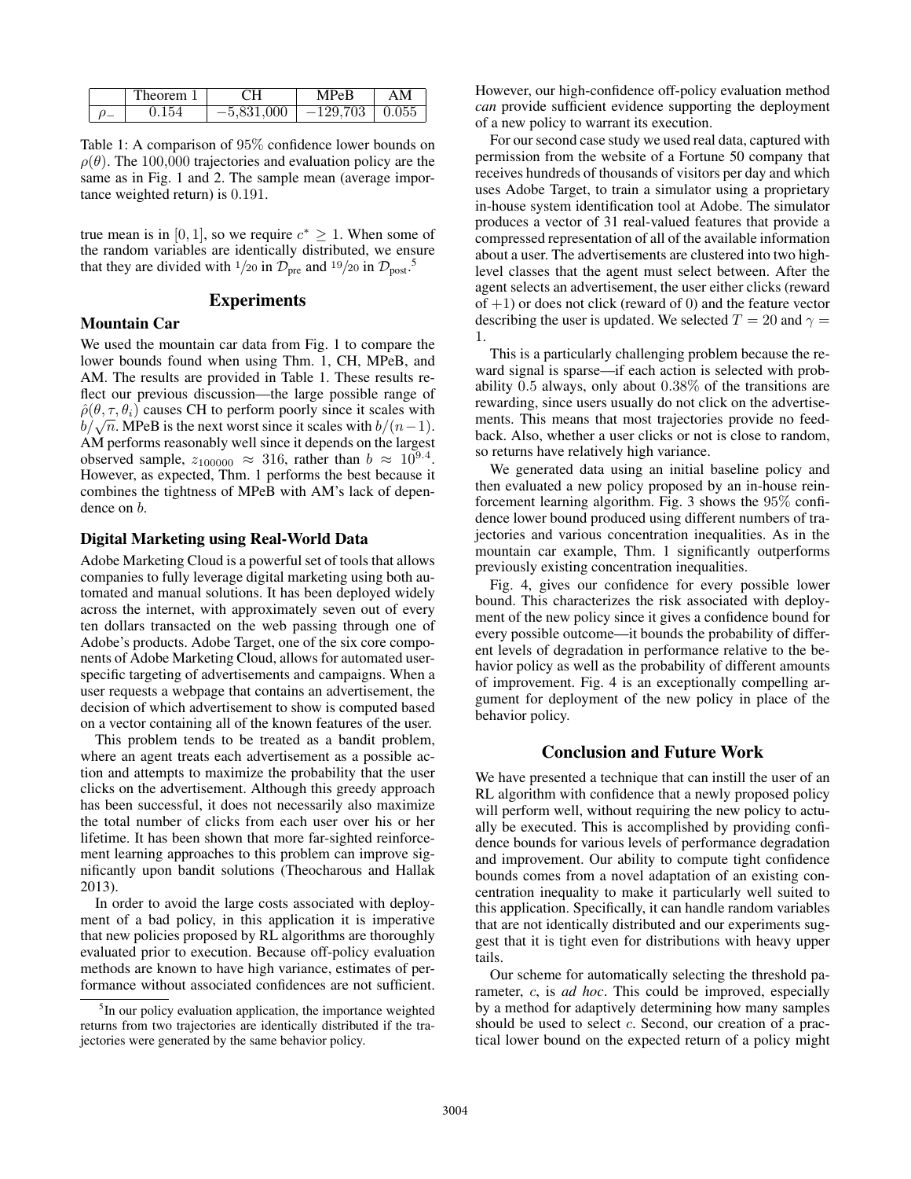| | Theorem 1 | CH | MPeB | AM |
|---|---|---|---|---|
| $\rho_-$ | 0.154 | $-5{,}831{,}000$ | $-129{,}703$ | 0.055 |

Table 1: A comparison of 95% confidence lower bounds on $\rho(\theta)$. The 100,000 trajectories and evaluation policy are the same as in Fig. 1 and 2. The sample mean (average importance weighted return) is 0.191.

true mean is in $[0, 1]$, so we require $c^* \geq 1$. When some of the random variables are identically distributed, we ensure that they are divided with $1/20$ in $\mathcal{D}_{\text{pre}}$ and $19/20$ in $\mathcal{D}_{\text{post}}$.[5]

## Experiments

### Mountain Car

We used the mountain car data from Fig. 1 to compare the lower bounds found when using Thm. 1, CH, MPeB, and AM. The results are provided in Table 1. These results reflect our previous discussion—the large possible range of $\hat{\rho}(\theta, \tau, \theta_i)$ causes CH to perform poorly since it scales with $b/\sqrt{n}$. MPeB is the next worst since it scales with $b/(n-1)$. AM performs reasonably well since it depends on the largest observed sample, $z_{100000} \approx 316$, rather than $b \approx 10^{9.4}$. However, as expected, Thm. 1 performs the best because it combines the tightness of MPeB with AM's lack of dependence on $b$.

### Digital Marketing using Real-World Data

Adobe Marketing Cloud is a powerful set of tools that allows companies to fully leverage digital marketing using both automated and manual solutions. It has been deployed widely across the internet, with approximately seven out of every ten dollars transacted on the web passing through one of Adobe's products. Adobe Target, one of the six core components of Adobe Marketing Cloud, allows for automated user-specific targeting of advertisements and campaigns. When a user requests a webpage that contains an advertisement, the decision of which advertisement to show is computed based on a vector containing all of the known features of the user.

This problem tends to be treated as a bandit problem, where an agent treats each advertisement as a possible action and attempts to maximize the probability that the user clicks on the advertisement. Although this greedy approach has been successful, it does not necessarily also maximize the total number of clicks from each user over his or her lifetime. It has been shown that more far-sighted reinforcement learning approaches to this problem can improve significantly upon bandit solutions (Theocharous and Hallak 2013).

In order to avoid the large costs associated with deployment of a bad policy, in this application it is imperative that new policies proposed by RL algorithms are thoroughly evaluated prior to execution. Because off-policy evaluation methods are known to have high variance, estimates of performance without associated confidences are not sufficient. However, our high-confidence off-policy evaluation method *can* provide sufficient evidence supporting the deployment of a new policy to warrant its execution.

For our second case study we used real data, captured with permission from the website of a Fortune 50 company that receives hundreds of thousands of visitors per day and which uses Adobe Target, to train a simulator using a proprietary in-house system identification tool at Adobe. The simulator produces a vector of 31 real-valued features that provide a compressed representation of all of the available information about a user. The advertisements are clustered into two high-level classes that the agent must select between. After the agent selects an advertisement, the user either clicks (reward of $+1$) or does not click (reward of 0) and the feature vector describing the user is updated. We selected $T = 20$ and $\gamma = 1$.

This is a particularly challenging problem because the reward signal is sparse—if each action is selected with probability 0.5 always, only about 0.38% of the transitions are rewarding, since users usually do not click on the advertisements. This means that most trajectories provide no feedback. Also, whether a user clicks or not is close to random, so returns have relatively high variance.

We generated data using an initial baseline policy and then evaluated a new policy proposed by an in-house reinforcement learning algorithm. Fig. 3 shows the 95% confidence lower bound produced using different numbers of trajectories and various concentration inequalities. As in the mountain car example, Thm. 1 significantly outperforms previously existing concentration inequalities.

Fig. 4, gives our confidence for every possible lower bound. This characterizes the risk associated with deployment of the new policy since it gives a confidence bound for every possible outcome—it bounds the probability of different levels of degradation in performance relative to the behavior policy as well as the probability of different amounts of improvement. Fig. 4 is an exceptionally compelling argument for deployment of the new policy in place of the behavior policy.

## Conclusion and Future Work

We have presented a technique that can instill the user of an RL algorithm with confidence that a newly proposed policy will perform well, without requiring the new policy to actually be executed. This is accomplished by providing confidence bounds for various levels of performance degradation and improvement. Our ability to compute tight confidence bounds comes from a novel adaptation of an existing concentration inequality to make it particularly well suited to this application. Specifically, it can handle random variables that are not identically distributed and our experiments suggest that it is tight even for distributions with heavy upper tails.

Our scheme for automatically selecting the threshold parameter, $c$, is *ad hoc*. This could be improved, especially by a method for adaptively determining how many samples should be used to select $c$. Second, our creation of a practical lower bound on the expected return of a policy might

[5] In our policy evaluation application, the importance weighted returns from two trajectories are identically distributed if the trajectories were generated by the same behavior policy.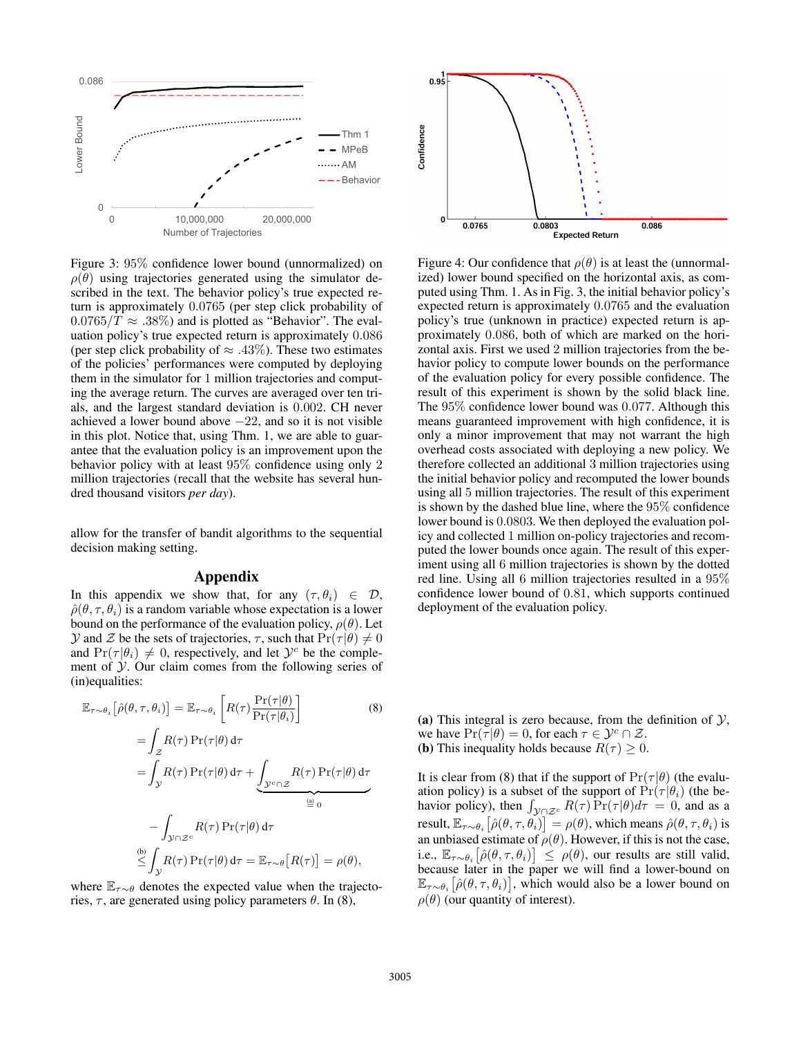Figure 3: 95% confidence lower bound (unnormalized) on $\rho(\theta)$ using trajectories generated using the simulator described in the text. The behavior policy's true expected return is approximately 0.0765 (per step click probability of $0.0765/T \approx .38\%$) and is plotted as "Behavior". The evaluation policy's true expected return is approximately 0.086 (per step click probability of $\approx .43\%$). These two estimates of the policies' performances were computed by deploying them in the simulator for 1 million trajectories and computing the average return. The curves are averaged over ten trials, and the largest standard deviation is 0.002. CH never achieved a lower bound above $-22$, and so it is not visible in this plot. Notice that, using Thm. 1, we are able to guarantee that the evaluation policy is an improvement upon the behavior policy with at least 95% confidence using only 2 million trajectories (recall that the website has several hundred thousand visitors *per day*).

allow for the transfer of bandit algorithms to the sequential decision making setting.

## Appendix

In this appendix we show that, for any $(\tau, \theta_i) \in \mathcal{D}$, $\hat{\rho}(\theta, \tau, \theta_i)$ is a random variable whose expectation is a lower bound on the performance of the evaluation policy, $\rho(\theta)$. Let $\mathcal{Y}$ and $\mathcal{Z}$ be the sets of trajectories, $\tau$, such that $\Pr(\tau|\theta) \neq 0$ and $\Pr(\tau|\theta_i) \neq 0$, respectively, and let $\mathcal{Y}^c$ be the complement of $\mathcal{Y}$. Our claim comes from the following series of (in)equalities:

$$
\begin{aligned}
\mathbb{E}_{\tau \sim \theta_i}\left[\hat{\rho}(\theta, \tau, \theta_i)\right] =& \mathbb{E}_{\tau \sim \theta_i}\left[R(\tau)\frac{\Pr(\tau|\theta)}{\Pr(\tau|\theta_i)}\right] \qquad (8)\\
=& \int_{\mathcal{Z}} R(\tau)\Pr(\tau|\theta)\,\mathrm{d}\tau \\
=& \int_{\mathcal{Y}} R(\tau)\Pr(\tau|\theta)\,\mathrm{d}\tau + \underbrace{\int_{\mathcal{Y}^c\cap\mathcal{Z}} R(\tau)\Pr(\tau|\theta)\,\mathrm{d}\tau}_{\overset{\text{(a)}}{=}0} \\
&- \int_{\mathcal{Y}\cap\mathcal{Z}^c} R(\tau)\Pr(\tau|\theta)\,\mathrm{d}\tau \\
\overset{\text{(b)}}{\leq}& \int_{\mathcal{Y}} R(\tau)\Pr(\tau|\theta)\,\mathrm{d}\tau = \mathbb{E}_{\tau\sim\theta}\left[R(\tau)\right] = \rho(\theta),
\end{aligned}
$$

where $\mathbb{E}_{\tau\sim\theta}$ denotes the expected value when the trajectories, $\tau$, are generated using policy parameters $\theta$. In (8),

Figure 4: Our confidence that $\rho(\theta)$ is at least the (unnormalized) lower bound specified on the horizontal axis, as computed using Thm. 1. As in Fig. 3, the initial behavior policy's expected return is approximately 0.0765 and the evaluation policy's true (unknown in practice) expected return is approximately 0.086, both of which are marked on the horizontal axis. First we used 2 million trajectories from the behavior policy to compute lower bounds on the performance of the evaluation policy for every possible confidence. The result of this experiment is shown by the solid black line. The 95% confidence lower bound was 0.077. Although this means guaranteed improvement with high confidence, it is only a minor improvement that may not warrant the high overhead costs associated with deploying a new policy. We therefore collected an additional 3 million trajectories using the initial behavior policy and recomputed the lower bounds using all 5 million trajectories. The result of this experiment is shown by the dashed blue line, where the 95% confidence lower bound is 0.0803. We then deployed the evaluation policy and collected 1 million on-policy trajectories and recomputed the lower bounds once again. The result of this experiment using all 6 million trajectories is shown by the dotted red line. Using all 6 million trajectories resulted in a 95% confidence lower bound of 0.81, which supports continued deployment of the evaluation policy.

**(a)** This integral is zero because, from the definition of $\mathcal{Y}$, we have $\Pr(\tau|\theta) = 0$, for each $\tau \in \mathcal{Y}^c \cap \mathcal{Z}$.
**(b)** This inequality holds because $R(\tau) \geq 0$.

It is clear from (8) that if the support of $\Pr(\tau|\theta)$ (the evaluation policy) is a subset of the support of $\Pr(\tau|\theta_i)$ (the behavior policy), then $\int_{\mathcal{Y}\cap\mathcal{Z}^c} R(\tau)\Pr(\tau|\theta)d\tau = 0$, and as a result, $\mathbb{E}_{\tau\sim\theta_i}\left[\hat{\rho}(\theta, \tau, \theta_i)\right] = \rho(\theta)$, which means $\hat{\rho}(\theta, \tau, \theta_i)$ is an unbiased estimate of $\rho(\theta)$. However, if this is not the case, i.e., $\mathbb{E}_{\tau\sim\theta_i}\left[\hat{\rho}(\theta, \tau, \theta_i)\right] \leq \rho(\theta)$, our results are still valid, because later in the paper we will find a lower-bound on $\mathbb{E}_{\tau\sim\theta_i}\left[\hat{\rho}(\theta, \tau, \theta_i)\right]$, which would also be a lower bound on $\rho(\theta)$ (our quantity of interest).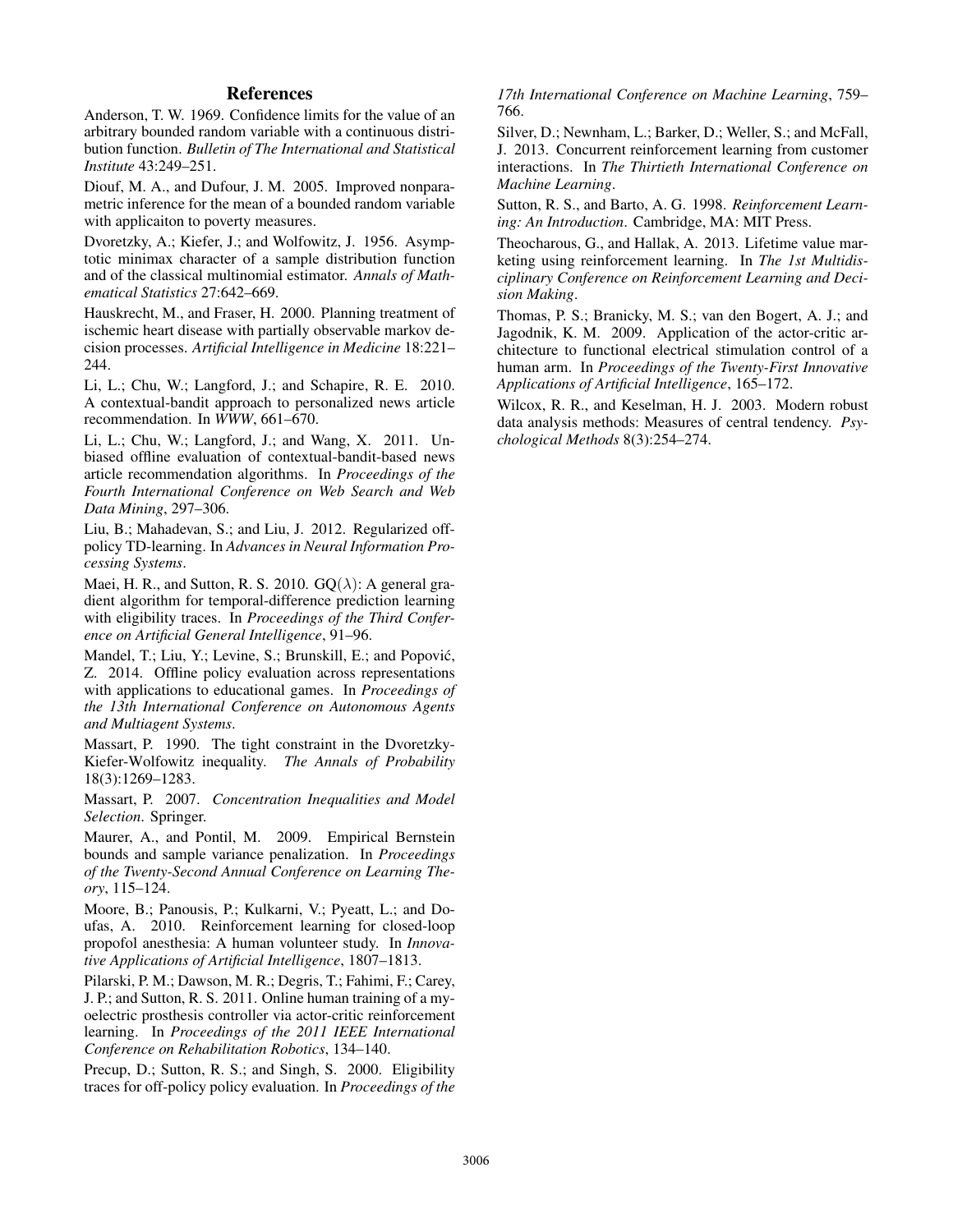## References

Anderson, T. W. 1969. Confidence limits for the value of an arbitrary bounded random variable with a continuous distribution function. *Bulletin of The International and Statistical Institute* 43:249–251.

Diouf, M. A., and Dufour, J. M. 2005. Improved nonparametric inference for the mean of a bounded random variable with applicaiton to poverty measures.

Dvoretzky, A.; Kiefer, J.; and Wolfowitz, J. 1956. Asymptotic minimax character of a sample distribution function and of the classical multinomial estimator. *Annals of Mathematical Statistics* 27:642–669.

Hauskrecht, M., and Fraser, H. 2000. Planning treatment of ischemic heart disease with partially observable markov decision processes. *Artificial Intelligence in Medicine* 18:221–244.

Li, L.; Chu, W.; Langford, J.; and Schapire, R. E. 2010. A contextual-bandit approach to personalized news article recommendation. In *WWW*, 661–670.

Li, L.; Chu, W.; Langford, J.; and Wang, X. 2011. Unbiased offline evaluation of contextual-bandit-based news article recommendation algorithms. In *Proceedings of the Fourth International Conference on Web Search and Web Data Mining*, 297–306.

Liu, B.; Mahadevan, S.; and Liu, J. 2012. Regularized off-policy TD-learning. In *Advances in Neural Information Processing Systems*.

Maei, H. R., and Sutton, R. S. 2010. GQ($\lambda$): A general gradient algorithm for temporal-difference prediction learning with eligibility traces. In *Proceedings of the Third Conference on Artificial General Intelligence*, 91–96.

Mandel, T.; Liu, Y.; Levine, S.; Brunskill, E.; and Popović, Z. 2014. Offline policy evaluation across representations with applications to educational games. In *Proceedings of the 13th International Conference on Autonomous Agents and Multiagent Systems*.

Massart, P. 1990. The tight constraint in the Dvoretzky-Kiefer-Wolfowitz inequality. *The Annals of Probability* 18(3):1269–1283.

Massart, P. 2007. *Concentration Inequalities and Model Selection*. Springer.

Maurer, A., and Pontil, M. 2009. Empirical Bernstein bounds and sample variance penalization. In *Proceedings of the Twenty-Second Annual Conference on Learning Theory*, 115–124.

Moore, B.; Panousis, P.; Kulkarni, V.; Pyeatt, L.; and Doufas, A. 2010. Reinforcement learning for closed-loop propofol anesthesia: A human volunteer study. In *Innovative Applications of Artificial Intelligence*, 1807–1813.

Pilarski, P. M.; Dawson, M. R.; Degris, T.; Fahimi, F.; Carey, J. P.; and Sutton, R. S. 2011. Online human training of a myoelectric prosthesis controller via actor-critic reinforcement learning. In *Proceedings of the 2011 IEEE International Conference on Rehabilitation Robotics*, 134–140.

Precup, D.; Sutton, R. S.; and Singh, S. 2000. Eligibility traces for off-policy policy evaluation. In *Proceedings of the 17th International Conference on Machine Learning*, 759–766.

Silver, D.; Newnham, L.; Barker, D.; Weller, S.; and McFall, J. 2013. Concurrent reinforcement learning from customer interactions. In *The Thirtieth International Conference on Machine Learning*.

Sutton, R. S., and Barto, A. G. 1998. *Reinforcement Learning: An Introduction*. Cambridge, MA: MIT Press.

Theocharous, G., and Hallak, A. 2013. Lifetime value marketing using reinforcement learning. In *The 1st Multidisciplinary Conference on Reinforcement Learning and Decision Making*.

Thomas, P. S.; Branicky, M. S.; van den Bogert, A. J.; and Jagodnik, K. M. 2009. Application of the actor-critic architecture to functional electrical stimulation control of a human arm. In *Proceedings of the Twenty-First Innovative Applications of Artificial Intelligence*, 165–172.

Wilcox, R. R., and Keselman, H. J. 2003. Modern robust data analysis methods: Measures of central tendency. *Psychological Methods* 8(3):254–274.